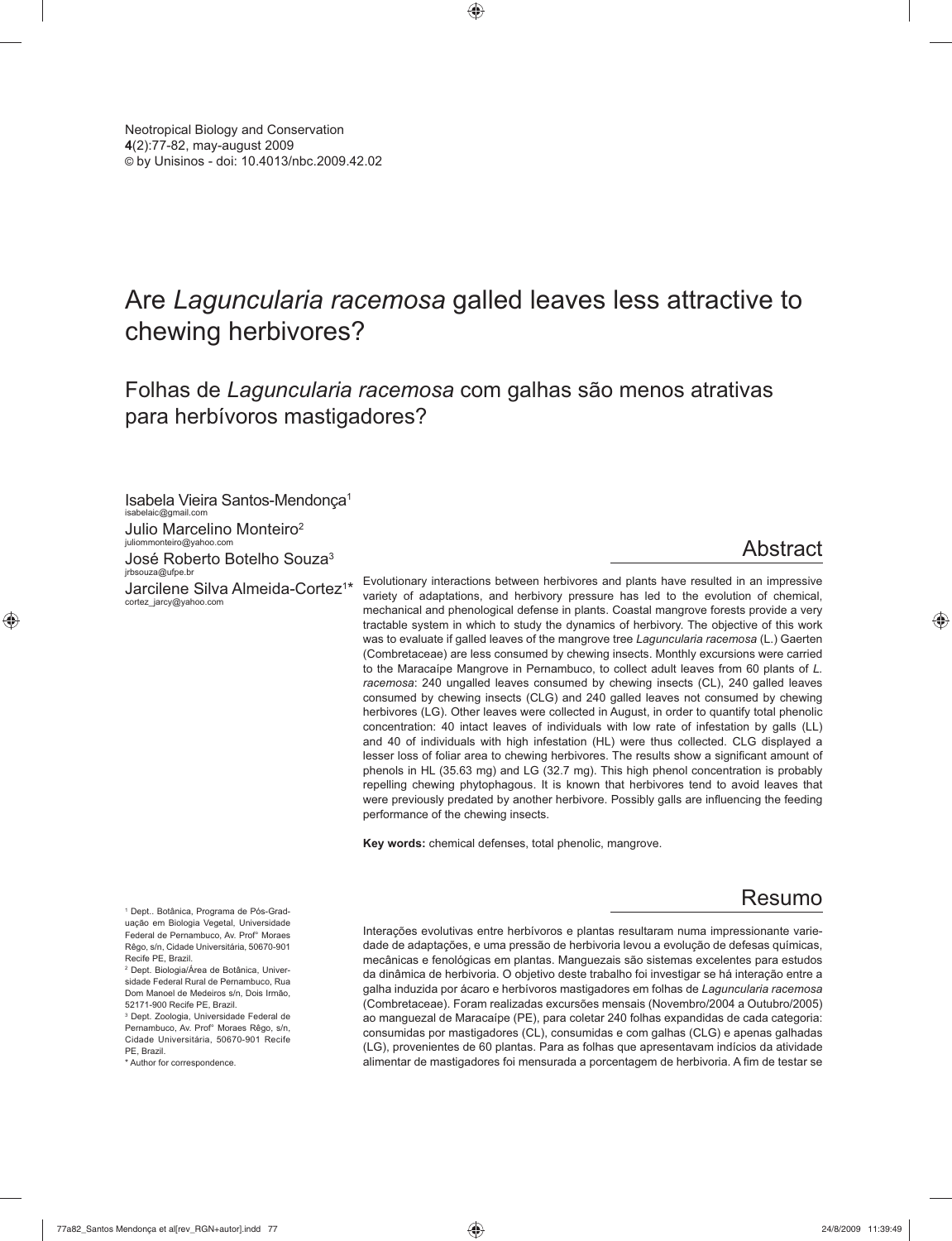Neotropical Biology and Conservation
**4**(2):77-82, may-august 2009
© by Unisinos - doi: 10.4013/nbc.2009.42.02

# Are *Laguncularia racemosa* galled leaves less attractive to chewing herbivores?

## Folhas de *Laguncularia racemosa* com galhas são menos atrativas para herbívoros mastigadores?

Isabela Vieira Santos-Mendonça[1]
isabelaic@gmail.com

Julio Marcelino Monteiro[2]
juliommonteiro@yahoo.com

José Roberto Botelho Souza[3]
jrbsouza@ufpe.br

Jarcilene Silva Almeida-Cortez[1]*
cortez_jarcy@yahoo.com

## Abstract

Evolutionary interactions between herbivores and plants have resulted in an impressive variety of adaptations, and herbivory pressure has led to the evolution of chemical, mechanical and phenological defense in plants. Coastal mangrove forests provide a very tractable system in which to study the dynamics of herbivory. The objective of this work was to evaluate if galled leaves of the mangrove tree *Laguncularia racemosa* (L.) Gaerten (Combretaceae) are less consumed by chewing insects. Monthly excursions were carried to the Maracaípe Mangrove in Pernambuco, to collect adult leaves from 60 plants of *L. racemosa*: 240 ungalled leaves consumed by chewing insects (CL), 240 galled leaves consumed by chewing insects (CLG) and 240 galled leaves not consumed by chewing herbivores (LG). Other leaves were collected in August, in order to quantify total phenolic concentration: 40 intact leaves of individuals with low rate of infestation by galls (LL) and 40 of individuals with high infestation (HL) were thus collected. CLG displayed a lesser loss of foliar area to chewing herbivores. The results show a significant amount of phenols in HL (35.63 mg) and LG (32.7 mg). This high phenol concentration is probably repelling chewing phytophagous. It is known that herbivores tend to avoid leaves that were previously predated by another herbivore. Possibly galls are influencing the feeding performance of the chewing insects.

**Key words:** chemical defenses, total phenolic, mangrove.

## Resumo

Interações evolutivas entre herbívoros e plantas resultaram numa impressionante variedade de adaptações, e uma pressão de herbivoria levou a evolução de defesas químicas, mecânicas e fenológicas em plantas. Manguezais são sistemas excelentes para estudos da dinâmica de herbivoria. O objetivo deste trabalho foi investigar se há interação entre a galha induzida por ácaro e herbívoros mastigadores em folhas de *Laguncularia racemosa* (Combretaceae). Foram realizadas excursões mensais (Novembro/2004 a Outubro/2005) ao manguezal de Maracaípe (PE), para coletar 240 folhas expandidas de cada categoria: consumidas por mastigadores (CL), consumidas e com galhas (CLG) e apenas galhadas (LG), provenientes de 60 plantas. Para as folhas que apresentavam indícios da atividade alimentar de mastigadores foi mensurada a porcentagem de herbivoria. A fim de testar se

[1] Dept.. Botânica, Programa de Pós-Graduação em Biologia Vegetal, Universidade Federal de Pernambuco, Av. Profº Moraes Rêgo, s/n, Cidade Universitária, 50670-901 Recife PE, Brazil.

[2] Dept. Biologia/Área de Botânica, Universidade Federal Rural de Pernambuco, Rua Dom Manoel de Medeiros s/n, Dois Irmão, 52171-900 Recife PE, Brazil.

[3] Dept. Zoologia, Universidade Federal de Pernambuco, Av. Profº Moraes Rêgo, s/n, Cidade Universitária, 50670-901 Recife PE, Brazil.

\* Author for correspondence.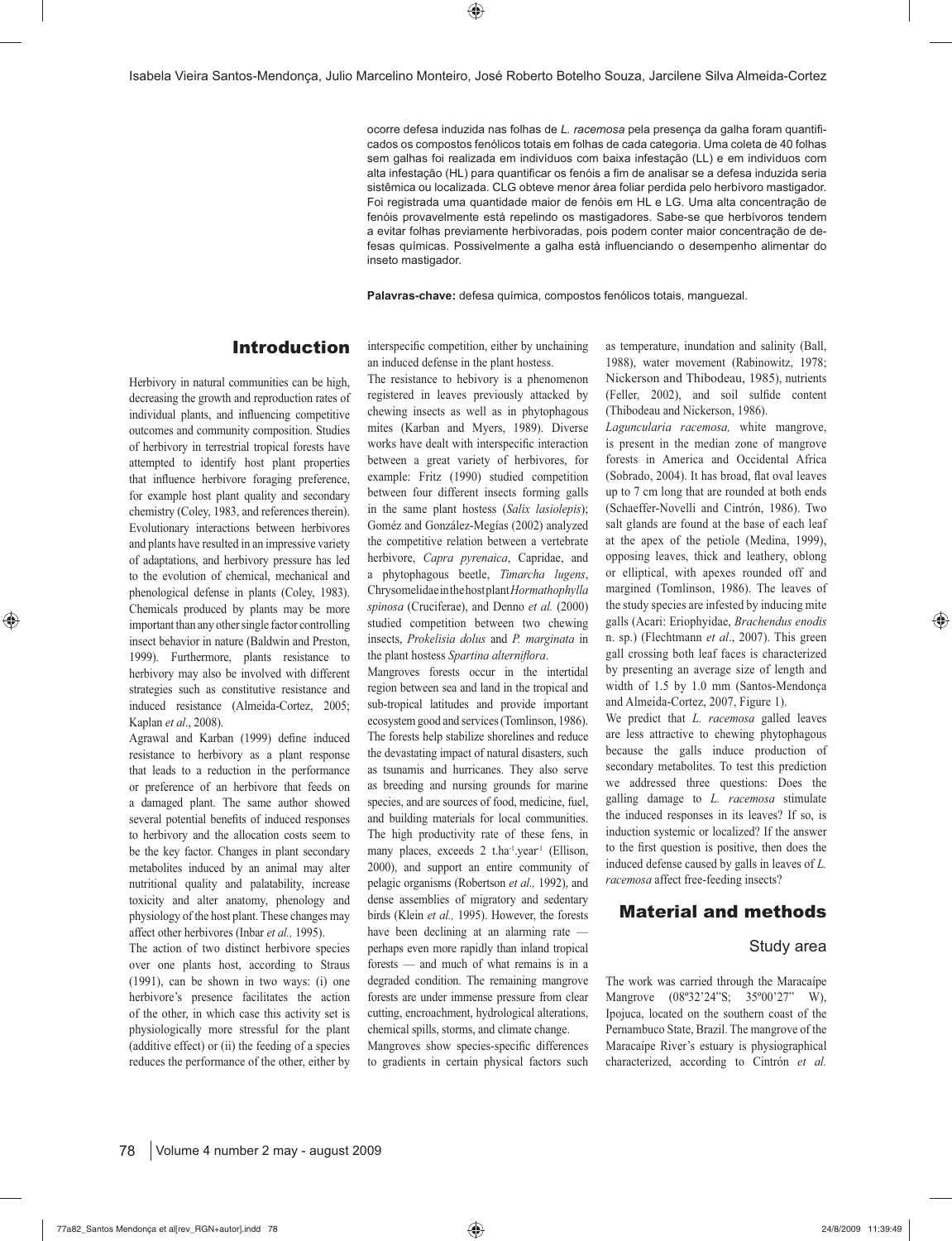ocorre defesa induzida nas folhas de *L. racemosa* pela presença da galha foram quantificados os compostos fenólicos totais em folhas de cada categoria. Uma coleta de 40 folhas sem galhas foi realizada em indivíduos com baixa infestação (LL) e em indivíduos com alta infestação (HL) para quantificar os fenóis a fim de analisar se a defesa induzida seria sistêmica ou localizada. CLG obteve menor área foliar perdida pelo herbívoro mastigador. Foi registrada uma quantidade maior de fenóis em HL e LG. Uma alta concentração de fenóis provavelmente está repelindo os mastigadores. Sabe-se que herbívoros tendem a evitar folhas previamente herbivoradas, pois podem conter maior concentração de defesas químicas. Possivelmente a galha está influenciando o desempenho alimentar do inseto mastigador.

**Palavras-chave:** defesa química, compostos fenólicos totais, manguezal.

## Introduction

Herbivory in natural communities can be high, decreasing the growth and reproduction rates of individual plants, and influencing competitive outcomes and community composition. Studies of herbivory in terrestrial tropical forests have attempted to identify host plant properties that influence herbivore foraging preference, for example host plant quality and secondary chemistry (Coley, 1983, and references therein). Evolutionary interactions between herbivores and plants have resulted in an impressive variety of adaptations, and herbivory pressure has led to the evolution of chemical, mechanical and phenological defense in plants (Coley, 1983). Chemicals produced by plants may be more important than any other single factor controlling insect behavior in nature (Baldwin and Preston, 1999). Furthermore, plants resistance to herbivory may also be involved with different strategies such as constitutive resistance and induced resistance (Almeida-Cortez, 2005; Kaplan *et al*., 2008).

Agrawal and Karban (1999) define induced resistance to herbivory as a plant response that leads to a reduction in the performance or preference of an herbivore that feeds on a damaged plant. The same author showed several potential benefits of induced responses to herbivory and the allocation costs seem to be the key factor. Changes in plant secondary metabolites induced by an animal may alter nutritional quality and palatability, increase toxicity and alter anatomy, phenology and physiology of the host plant. These changes may affect other herbivores (Inbar *et al.,* 1995).

The action of two distinct herbivore species over one plants host, according to Straus (1991), can be shown in two ways: (i) one herbivore's presence facilitates the action of the other, in which case this activity set is physiologically more stressful for the plant (additive effect) or (ii) the feeding of a species reduces the performance of the other, either by interspecific competition, either by unchaining an induced defense in the plant hostess.

The resistance to hebivory is a phenomenon registered in leaves previously attacked by chewing insects as well as in phytophagous mites (Karban and Myers, 1989). Diverse works have dealt with interspecific interaction between a great variety of herbivores, for example: Fritz (1990) studied competition between four different insects forming galls in the same plant hostess (*Salix lasiolepis*); Goméz and González-Megías (2002) analyzed the competitive relation between a vertebrate herbivore, *Capra pyrenaica*, Capridae, and a phytophagous beetle, *Timarcha lugens*, Chrysomelidae in the host plant *Hormathophylla spinosa* (Cruciferae), and Denno *et al.* (2000) studied competition between two chewing insects, *Prokelisia dolus* and *P. marginata* in the plant hostess *Spartina alterniflora*.

Mangroves forests occur in the intertidal region between sea and land in the tropical and sub-tropical latitudes and provide important ecosystem good and services (Tomlinson, 1986). The forests help stabilize shorelines and reduce the devastating impact of natural disasters, such as tsunamis and hurricanes. They also serve as breeding and nursing grounds for marine species, and are sources of food, medicine, fuel, and building materials for local communities. The high productivity rate of these fens, in many places, exceeds 2 t.ha$^{-1}$.year$^{-1}$ (Ellison, 2000), and support an entire community of pelagic organisms (Robertson *et al.,* 1992), and dense assemblies of migratory and sedentary birds (Klein *et al.,* 1995). However, the forests have been declining at an alarming rate — perhaps even more rapidly than inland tropical forests — and much of what remains is in a degraded condition. The remaining mangrove forests are under immense pressure from clear cutting, encroachment, hydrological alterations, chemical spills, storms, and climate change.

Mangroves show species-specific differences to gradients in certain physical factors such as temperature, inundation and salinity (Ball, 1988), water movement (Rabinowitz, 1978; Nickerson and Thibodeau, 1985), nutrients (Feller, 2002), and soil sulfide content (Thibodeau and Nickerson, 1986).

*Laguncularia racemosa,* white mangrove, is present in the median zone of mangrove forests in America and Occidental Africa (Sobrado, 2004). It has broad, flat oval leaves up to 7 cm long that are rounded at both ends (Schaeffer-Novelli and Cintrón, 1986). Two salt glands are found at the base of each leaf at the apex of the petiole (Medina, 1999), opposing leaves, thick and leathery, oblong or elliptical, with apexes rounded off and margined (Tomlinson, 1986). The leaves of the study species are infested by inducing mite galls (Acari: Eriophyidae, *Brachendus enodis* n. sp.) (Flechtmann *et al*., 2007). This green gall crossing both leaf faces is characterized by presenting an average size of length and width of 1.5 by 1.0 mm (Santos-Mendonça and Almeida-Cortez, 2007, Figure 1).

We predict that *L. racemosa* galled leaves are less attractive to chewing phytophagous because the galls induce production of secondary metabolites. To test this prediction we addressed three questions: Does the galling damage to *L. racemosa* stimulate the induced responses in its leaves? If so, is induction systemic or localized? If the answer to the first question is positive, then does the induced defense caused by galls in leaves of *L. racemosa* affect free-feeding insects?

## Material and methods

### Study area

The work was carried through the Maracaípe Mangrove (08º32'24"S; 35º00'27" W), Ipojuca, located on the southern coast of the Pernambuco State, Brazil. The mangrove of the Maracaípe River's estuary is physiographical characterized, according to Cintrón *et al.*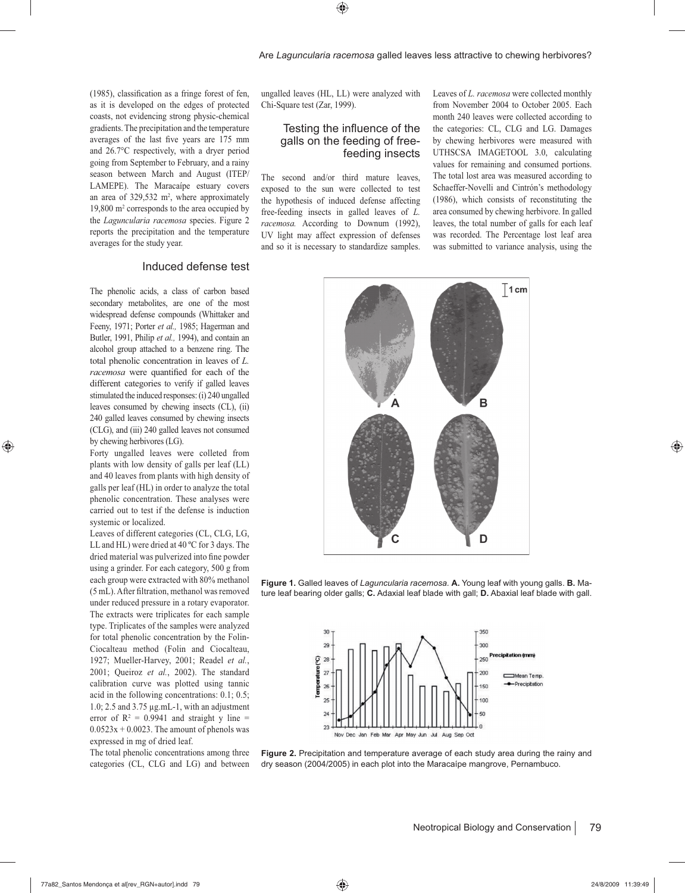(1985), classification as a fringe forest of fen, as it is developed on the edges of protected coasts, not evidencing strong physic-chemical gradients. The precipitation and the temperature averages of the last five years are 175 mm and 26.7°C respectively, with a dryer period going from September to February, and a rainy season between March and August (ITEP/LAMEPE). The Maracaípe estuary covers an area of 329,532 m², where approximately 19,800 m² corresponds to the area occupied by the *Laguncularia racemosa* species. Figure 2 reports the precipitation and the temperature averages for the study year.

## Induced defense test

The phenolic acids, a class of carbon based secondary metabolites, are one of the most widespread defense compounds (Whittaker and Feeny, 1971; Porter *et al.,* 1985; Hagerman and Butler, 1991, Philip *et al.,* 1994), and contain an alcohol group attached to a benzene ring. The total phenolic concentration in leaves of *L. racemosa* were quantified for each of the different categories to verify if galled leaves stimulated the induced responses: (i) 240 ungalled leaves consumed by chewing insects (CL), (ii) 240 galled leaves consumed by chewing insects (CLG), and (iii) 240 galled leaves not consumed by chewing herbivores (LG).

Forty ungalled leaves were colleted from plants with low density of galls per leaf (LL) and 40 leaves from plants with high density of galls per leaf (HL) in order to analyze the total phenolic concentration. These analyses were carried out to test if the defense is induction systemic or localized.

Leaves of different categories (CL, CLG, LG, LL and HL) were dried at 40 ºC for 3 days. The dried material was pulverized into fine powder using a grinder. For each category, 500 g from each group were extracted with 80% methanol (5 mL). After filtration, methanol was removed under reduced pressure in a rotary evaporator. The extracts were triplicates for each sample type. Triplicates of the samples were analyzed for total phenolic concentration by the Folin-Ciocalteau method (Folin and Ciocalteau, 1927; Mueller-Harvey, 2001; Readel *et al.*, 2001; Queiroz *et al.*, 2002). The standard calibration curve was plotted using tannic acid in the following concentrations: 0.1; 0.5; 1.0; 2.5 and 3.75 μg.mL-1, with an adjustment error of $R^2 = 0.9941$ and straight $y$ line = $0.0523x + 0.0023$. The amount of phenols was expressed in mg of dried leaf.

The total phenolic concentrations among three categories (CL, CLG and LG) and between ungalled leaves (HL, LL) were analyzed with Chi-Square test (Zar, 1999).

## Testing the influence of the galls on the feeding of free-feeding insects

The second and/or third mature leaves, exposed to the sun were collected to test the hypothesis of induced defense affecting free-feeding insects in galled leaves of *L. racemosa.* According to Downum (1992), UV light may affect expression of defenses and so it is necessary to standardize samples. Leaves of *L. racemosa* were collected monthly from November 2004 to October 2005. Each month 240 leaves were collected according to the categories: CL, CLG and LG. Damages by chewing herbivores were measured with UTHSCSA IMAGETOOL 3.0, calculating values for remaining and consumed portions. The total lost area was measured according to Schaeffer-Novelli and Cintrón's methodology (1986), which consists of reconstituting the area consumed by chewing herbivore. In galled leaves, the total number of galls for each leaf was recorded. The Percentage lost leaf area was submitted to variance analysis, using the

**Figure 1.** Galled leaves of *Laguncularia racemosa*. **A.** Young leaf with young galls. **B.** Mature leaf bearing older galls; **C.** Adaxial leaf blade with gall; **D.** Abaxial leaf blade with gall.

**Figure 2.** Precipitation and temperature average of each study area during the rainy and dry season (2004/2005) in each plot into the Maracaípe mangrove, Pernambuco.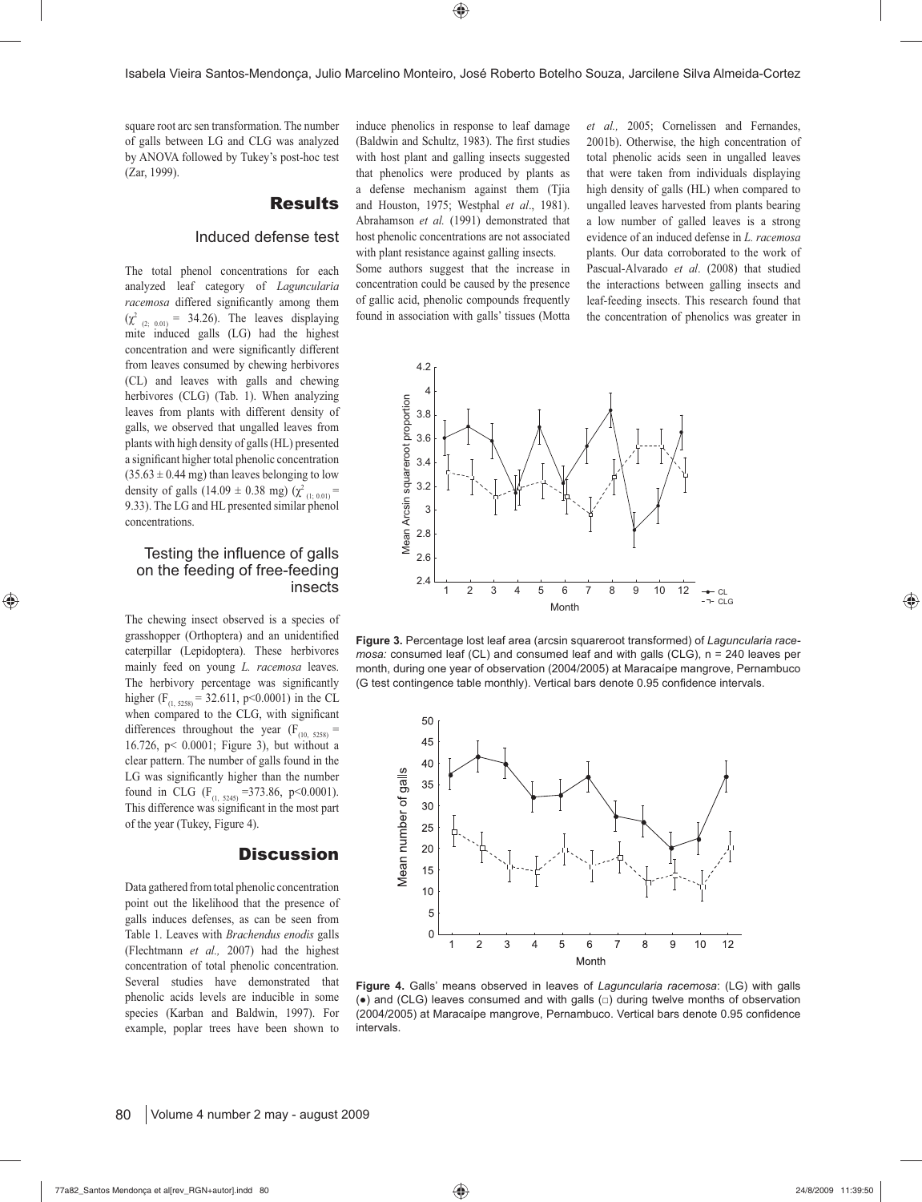square root arc sen transformation. The number of galls between LG and CLG was analyzed by ANOVA followed by Tukey's post-hoc test (Zar, 1999).

## Results

### Induced defense test

The total phenol concentrations for each analyzed leaf category of *Laguncularia racemosa* differed significantly among them ($\chi^2_{(2;\ 0.01)}$ = 34.26). The leaves displaying mite induced galls (LG) had the highest concentration and were significantly different from leaves consumed by chewing herbivores (CL) and leaves with galls and chewing herbivores (CLG) (Tab. 1). When analyzing leaves from plants with different density of galls, we observed that ungalled leaves from plants with high density of galls (HL) presented a significant higher total phenolic concentration (35.63 ± 0.44 mg) than leaves belonging to low density of galls (14.09 ± 0.38 mg) ($\chi^2_{(1;\ 0.01)}$ = 9.33). The LG and HL presented similar phenol concentrations.

### Testing the influence of galls on the feeding of free-feeding insects

The chewing insect observed is a species of grasshopper (Orthoptera) and an unidentified caterpillar (Lepidoptera). These herbivores mainly feed on young *L. racemosa* leaves. The herbivory percentage was significantly higher ($F_{(1,\ 5258)}$ = 32.611, $p<0.0001$) in the CL when compared to the CLG, with significant differences throughout the year ($F_{(10,\ 5258)}$ = 16.726, $p< 0.0001$; Figure 3), but without a clear pattern. The number of galls found in the LG was significantly higher than the number found in CLG ($F_{(1,\ 5245)}$ =373.86, $p<0.0001$). This difference was significant in the most part of the year (Tukey, Figure 4).

## Discussion

Data gathered from total phenolic concentration point out the likelihood that the presence of galls induces defenses, as can be seen from Table 1. Leaves with *Brachendus enodis* galls (Flechtmann *et al.,* 2007) had the highest concentration of total phenolic concentration. Several studies have demonstrated that phenolic acids levels are inducible in some species (Karban and Baldwin, 1997). For example, poplar trees have been shown to induce phenolics in response to leaf damage (Baldwin and Schultz, 1983). The first studies with host plant and galling insects suggested that phenolics were produced by plants as a defense mechanism against them (Tjia and Houston, 1975; Westphal *et al*., 1981). Abrahamson *et al.* (1991) demonstrated that host phenolic concentrations are not associated with plant resistance against galling insects.

Some authors suggest that the increase in concentration could be caused by the presence of gallic acid, phenolic compounds frequently found in association with galls' tissues (Motta *et al.,* 2005; Cornelissen and Fernandes, 2001b). Otherwise, the high concentration of total phenolic acids seen in ungalled leaves that were taken from individuals displaying high density of galls (HL) when compared to ungalled leaves harvested from plants bearing a low number of galled leaves is a strong evidence of an induced defense in *L. racemosa* plants. Our data corroborated to the work of Pascual-Alvarado *et al*. (2008) that studied the interactions between galling insects and leaf-feeding insects. This research found that the concentration of phenolics was greater in

**Figure 3.** Percentage lost leaf area (arcsin squareroot transformed) of *Laguncularia racemosa:* consumed leaf (CL) and consumed leaf and with galls (CLG), n = 240 leaves per month, during one year of observation (2004/2005) at Maracaípe mangrove, Pernambuco (G test contingence table monthly). Vertical bars denote 0.95 confidence intervals.

**Figure 4.** Galls' means observed in leaves of *Laguncularia racemosa*: (LG) with galls (●) and (CLG) leaves consumed and with galls (□) during twelve months of observation (2004/2005) at Maracaípe mangrove, Pernambuco. Vertical bars denote 0.95 confidence intervals.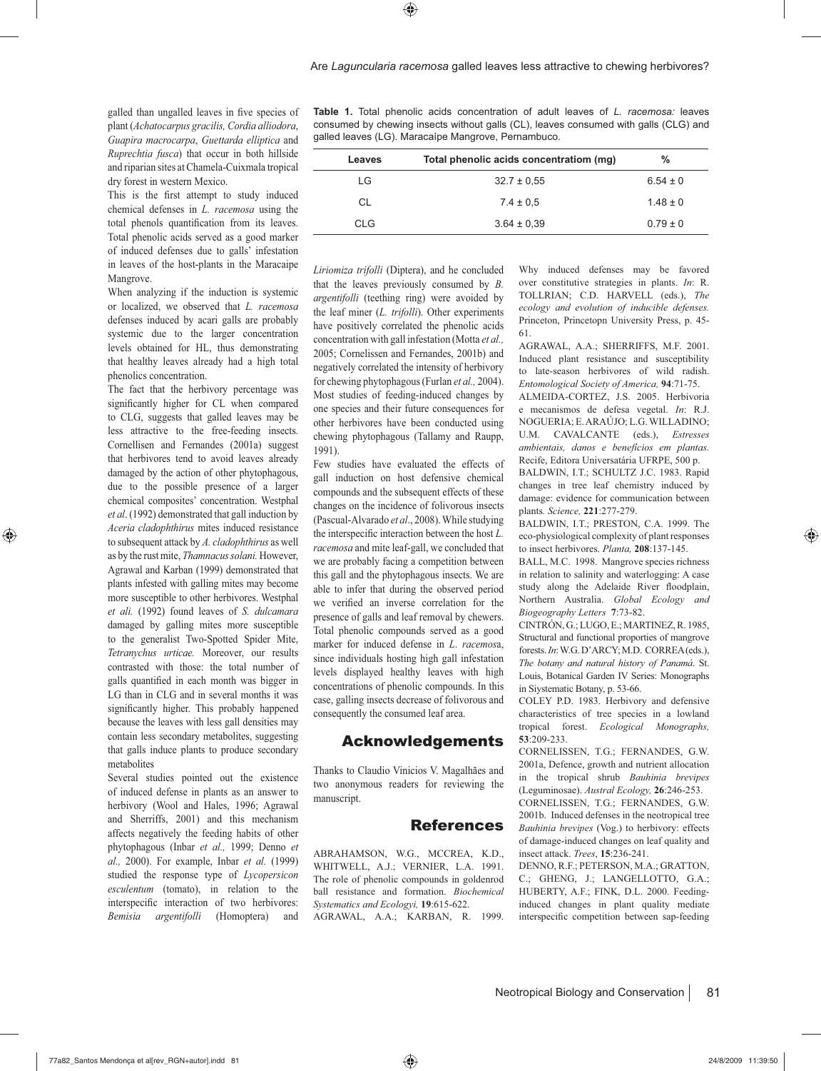galled than ungalled leaves in five species of plant (*Achatocarpus gracilis, Cordia alliodora, Guapira macrocarpa*, *Guettarda elliptica* and *Ruprechtia fusca*) that occur in both hillside and riparian sites at Chamela-Cuixmala tropical dry forest in western Mexico.

This is the first attempt to study induced chemical defenses in *L. racemosa* using the total phenols quantification from its leaves. Total phenolic acids served as a good marker of induced defenses due to galls' infestation in leaves of the host-plants in the Maracaipe Mangrove.

When analyzing if the induction is systemic or localized, we observed that *L. racemosa* defenses induced by acari galls are probably systemic due to the larger concentration levels obtained for HL, thus demonstrating that healthy leaves already had a high total phenolics concentration.

The fact that the herbivory percentage was significantly higher for CL when compared to CLG, suggests that galled leaves may be less attractive to the free-feeding insects. Cornellisen and Fernandes (2001a) suggest that herbivores tend to avoid leaves already damaged by the action of other phytophagous, due to the possible presence of a larger chemical composites' concentration. Westphal *et al*. (1992) demonstrated that gall induction by *Aceria cladophthirus* mites induced resistance to subsequent attack by *A. cladophthirus* as well as by the rust mite, *Thamnacus solani.* However, Agrawal and Karban (1999) demonstrated that plants infested with galling mites may become more susceptible to other herbivores. Westphal *et ali.* (1992) found leaves of *S. dulcamara* damaged by galling mites more susceptible to the generalist Two-Spotted Spider Mite, *Tetranychus urticae.* Moreover, our results contrasted with those: the total number of galls quantified in each month was bigger in LG than in CLG and in several months it was significantly higher. This probably happened because the leaves with less gall densities may contain less secondary metabolites, suggesting that galls induce plants to produce secondary metabolites

Several studies pointed out the existence of induced defense in plants as an answer to herbivory (Wool and Hales, 1996; Agrawal and Sherriffs, 2001) and this mechanism affects negatively the feeding habits of other phytophagous (Inbar *et al.,* 1999; Denno *et al.,* 2000). For example, Inbar *et al.* (1999) studied the response type of *Lycopersicon esculentum* (tomato), in relation to the interspecific interaction of two herbivores: *Bemisia argentifolli* (Homoptera) and *Liriomiza trifolli* (Diptera), and he concluded that the leaves previously consumed by *B. argentifolli* (teething ring) were avoided by the leaf miner (*L. trifolli*). Other experiments have positively correlated the phenolic acids concentration with gall infestation (Motta *et al.,* 2005; Cornelissen and Fernandes, 2001b) and negatively correlated the intensity of herbivory for chewing phytophagous (Furlan *et al.,* 2004). Most studies of feeding-induced changes by one species and their future consequences for other herbivores have been conducted using chewing phytophagous (Tallamy and Raupp, 1991).

**Table 1.** Total phenolic acids concentration of adult leaves of *L. racemosa:* leaves consumed by chewing insects without galls (CL), leaves consumed with galls (CLG) and galled leaves (LG). Maracaípe Mangrove, Pernambuco.

| Leaves | Total phenolic acids concentratiom (mg) | % |
|---|---|---|
| LG | 32.7 ± 0,55 | 6.54 ± 0 |
| CL | 7.4 ± 0,5 | 1.48 ± 0 |
| CLG | 3.64 ± 0,39 | 0.79 ± 0 |

Few studies have evaluated the effects of gall induction on host defensive chemical compounds and the subsequent effects of these changes on the incidence of folivorous insects (Pascual-Alvarado *et al*., 2008). While studying the interspecific interaction between the host *L. racemosa* and mite leaf-gall, we concluded that we are probably facing a competition between this gall and the phytophagous insects. We are able to infer that during the observed period we verified an inverse correlation for the presence of galls and leaf removal by chewers. Total phenolic compounds served as a good marker for induced defense in *L. racemos*a, since individuals hosting high gall infestation levels displayed healthy leaves with high concentrations of phenolic compounds. In this case, galling insects decrease of folivorous and consequently the consumed leaf area.

## Acknowledgements

Thanks to Claudio Vinicios V. Magalhães and two anonymous readers for reviewing the manuscript.

## References

ABRAHAMSON, W.G., MCCREA, K.D., WHITWELL, A.J.; VERNIER, L.A. 1991. The role of phenolic compounds in goldenrod ball resistance and formation. *Biochemical Systematics and Ecologyi,* **19**:615-622.

AGRAWAL, A.A.; KARBAN, R. 1999. Why induced defenses may be favored over constitutive strategies in plants. *In*: R. TOLLRIAN; C.D. HARVELL (eds.), *The ecology and evolution of inducible defenses.* Princeton, Princetopn University Press, p. 45-61.

AGRAWAL, A.A.; SHERRIFFS, M.F. 2001. Induced plant resistance and susceptibility to late-season herbivores of wild radish. *Entomological Society of America,* **94**:71-75.

ALMEIDA-CORTEZ, J.S. 2005. Herbivoria e mecanismos de defesa vegetal. *In*: R.J. NOGUERIA; E. ARAÚJO; L.G. WILLADINO; U.M. CAVALCANTE (eds.), *Estresses ambientais, danos e benefícios em plantas.* Recife, Editora Universatária UFRPE, 500 p.

BALDWIN, I.T.; SCHULTZ J.C. 1983. Rapid changes in tree leaf chemistry induced by damage: evidence for communication between plants*. Science,* **221**:277-279.

BALDWIN, I.T.; PRESTON, C.A. 1999. The eco-physiological complexity of plant responses to insect herbivores. *Planta,* **208**:137-145.

BALL, M.C. 1998. Mangrove species richness in relation to salinity and waterlogging: A case study along the Adelaide River floodplain, Northern Australia. *Global Ecology and Biogeography Letters* **7**:73-82.

CINTRÓN, G.; LUGO, E.; MARTINEZ, R. 1985, Structural and functional properties of mangrove forests. *In*: W.G. D'ARCY; M.D. CORREA (eds.), *The botany and natural history of Panamá.* St. Louis, Botanical Garden IV Series: Monographs in Siystematic Botany, p. 53-66.

COLEY P.D. 1983. Herbivory and defensive characteristics of tree species in a lowland tropical forest. *Ecological Monographs,* **53**:209-233.

CORNELISSEN, T.G.; FERNANDES, G.W. 2001a, Defence, growth and nutrient allocation in the tropical shrub *Bauhinia brevipes* (Leguminosae). *Austral Ecology,* **26**:246-253.

CORNELISSEN, T.G.; FERNANDES, G.W. 2001b. Induced defenses in the neotropical tree *Bauhinia brevipes* (Vog.) to herbivory: effects of damage-induced changes on leaf quality and insect attack. *Trees*, **15**:236-241.

DENNO, R.F.; PETERSON, M.A.; GRATTON, C.; GHENG, J.; LANGELLOTTO, G.A.; HUBERTY, A.F.; FINK, D.L. 2000. Feeding-induced changes in plant quality mediate interspecific competition between sap-feeding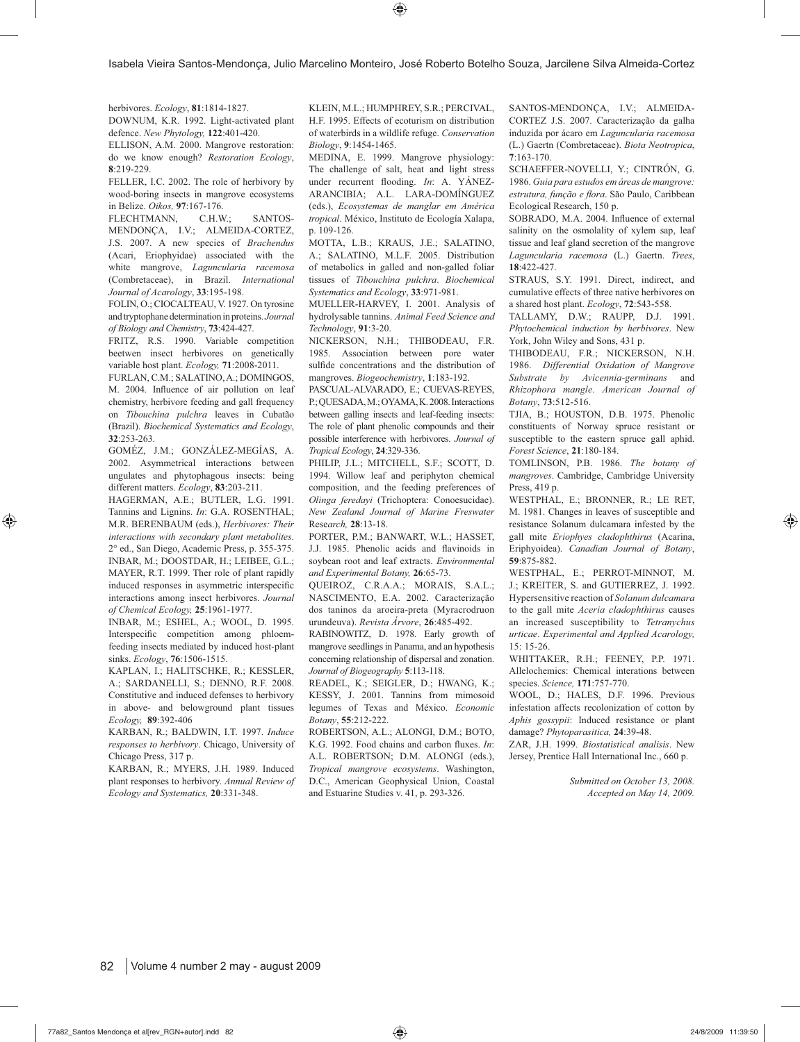herbivores. *Ecology*, **81**:1814-1827.

DOWNUM, K.R. 1992. Light-activated plant defence. *New Phytology,* **122**:401-420.

ELLISON, A.M. 2000. Mangrove restoration: do we know enough? *Restoration Ecology*, **8**:219-229.

FELLER, I.C. 2002. The role of herbivory by wood-boring insects in mangrove ecosystems in Belize. *Oikos,* **97**:167-176.

FLECHTMANN, C.H.W.; SANTOS-MENDONÇA, I.V.; ALMEIDA-CORTEZ, J.S. 2007. A new species of *Brachendus* (Acari, Eriophyidae) associated with the white mangrove, *Laguncularia racemosa* (Combretaceae), in Brazil. *International Journal of Acarology*, **33**:195-198.

FOLIN, O.; CIOCALTEAU, V. 1927. On tyrosine and tryptophane determination in proteins. *Journal of Biology and Chemistry*, **73**:424-427.

FRITZ, R.S. 1990. Variable competition beetwen insect herbivores on genetically variable host plant. *Ecology,* **71**:2008-2011.

FURLAN, C.M.; SALATINO, A.; DOMINGOS, M. 2004. Influence of air pollution on leaf chemistry, herbivore feeding and gall frequency on *Tibouchina pulchra* leaves in Cubatão (Brazil). *Biochemical Systematics and Ecology*, **32**:253-263.

GOMÉZ, J.M.; GONZÁLEZ-MEGÍAS, A. 2002. Asymmetrical interactions between ungulates and phytophagous insects: being different matters. *Ecology*, **83**:203-211.

HAGERMAN, A.E.; BUTLER, L.G. 1991. Tannins and Lignins. *In*: G.A. ROSENTHAL; M.R. BERENBAUM (eds.), *Herbivores: Their interactions with secondary plant metabolites*. 2° ed., San Diego, Academic Press, p. 355-375.

INBAR, M.; DOOSTDAR, H.; LEIBEE, G.L.; MAYER, R.T. 1999. Ther role of plant rapidly induced responses in asymmetric interspecific interactions among insect herbivores. *Journal of Chemical Ecology,* **25**:1961-1977.

INBAR, M.; ESHEL, A.; WOOL, D. 1995. Interspecific competition among phloem-feeding insects mediated by induced host-plant sinks. *Ecology*, **76**:1506-1515.

KAPLAN, I.; HALITSCHKE, R.; KESSLER, A.; SARDANELLI, S.; DENNO, R.F. 2008. Constitutive and induced defenses to herbivory in above- and belowground plant tissues *Ecology,* **89**:392-406

KARBAN, R.; BALDWIN, I.T. 1997. *Induce responses to herbivory*. Chicago, University of Chicago Press, 317 p.

KARBAN, R.; MYERS, J.H. 1989. Induced plant responses to herbivory. *Annual Review of Ecology and Systematics,* **20**:331-348.

KLEIN, M.L.; HUMPHREY, S.R.; PERCIVAL, H.F. 1995. Effects of ecoturism on distribution of waterbirds in a wildlife refuge. *Conservation Biology*, **9**:1454-1465.

MEDINA, E. 1999. Mangrove physiology: The challenge of salt, heat and light stress under recurrent flooding. *In*: A. YÁNEZ-ARANCIBIA; A.L. LARA-DOMÍNGUEZ (eds.), *Ecosystemas de manglar em América tropical*. México, Instituto de Ecología Xalapa, p. 109-126.

MOTTA, L.B.; KRAUS, J.E.; SALATINO, A.; SALATINO, M.L.F. 2005. Distribution of metabolics in galled and non-galled foliar tissues of *Tibouchina pulchra*. *Biochemical Systematics and Ecology*, **33**:971-981.

MUELLER-HARVEY, I. 2001. Analysis of hydrolysable tannins. *Animal Feed Science and Technology*, **91**:3-20.

NICKERSON, N.H.; THIBODEAU, F.R. 1985. Association between pore water sulfide concentrations and the distribution of mangroves. *Biogeochemistry*, **1**:183-192.

PASCUAL-ALVARADO, E.; CUEVAS-REYES, P.; QUESADA, M.; OYAMA, K. 2008. Interactions between galling insects and leaf-feeding insects: The role of plant phenolic compounds and their possible interference with herbivores. *Journal of Tropical Ecology*, **24**:329-336.

PHILIP, J.L.; MITCHELL, S.F.; SCOTT, D. 1994. Willow leaf and periphyton chemical composition, and the feeding preferences of *Olinga feredayi* (Trichoptera: Conoesucidae). *New Zealand Journal of Marine Freswater Research,* **28**:13-18.

PORTER, P.M.; BANWART, W.L.; HASSET, J.J. 1985. Phenolic acids and flavinoids in soybean root and leaf extracts. *Environmental and Experimental Botany,* **26**:65-73.

QUEIROZ, C.R.A.A.; MORAIS, S.A.L.; NASCIMENTO, E.A. 2002. Caracterização dos taninos da aroeira-preta (Myracrodruon urundeuva). *Revista Árvore*, **26**:485-492.

RABINOWITZ, D. 1978. Early growth of mangrove seedlings in Panama, and an hypothesis concerning relationship of dispersal and zonation. *Journal of Biogeography* **5**:113-118.

READEL, K.; SEIGLER, D.; HWANG, K.; KESSY, J. 2001. Tannins from mimosoid legumes of Texas and México. *Economic Botany*, **55**:212-222.

ROBERTSON, A.L.; ALONGI, D.M.; BOTO, K.G. 1992. Food chains and carbon fluxes. *In*: A.L. ROBERTSON; D.M. ALONGI (eds.), *Tropical mangrove ecosystems*. Washington, D.C., American Geophysical Union, Coastal and Estuarine Studies v. 41, p. 293-326.

SANTOS-MENDONÇA, I.V.; ALMEIDA-CORTEZ J.S. 2007. Caracterização da galha induzida por ácaro em *Laguncularia racemosa* (L.) Gaertn (Combretaceae). *Biota Neotropica*, **7**:163-170.

SCHAEFFER-NOVELLI, Y.; CINTRÓN, G. 1986. *Guia para estudos em áreas de mangrove: estrutura, função e flora*. São Paulo, Caribbean Ecological Research, 150 p.

SOBRADO, M.A. 2004. Influence of external salinity on the osmolality of xylem sap, leaf tissue and leaf gland secretion of the mangrove *Laguncularia racemosa* (L.) Gaertn. *Trees*, **18**:422-427.

STRAUS, S.Y. 1991. Direct, indirect, and cumulative effects of three native herbivores on a shared host plant. *Ecology*, **72**:543-558.

TALLAMY, D.W.; RAUPP, D.J. 1991. *Phytochemical induction by herbivores*. New York, John Wiley and Sons, 431 p.

THIBODEAU, F.R.; NICKERSON, N.H. 1986. *Differential Oxidation of Mangrove Substrate by Avicennia-germinans* and *Rhizophora mangle*. *American Journal of Botany*, **73**:512-516.

TJIA, B.; HOUSTON, D.B. 1975. Phenolic constituents of Norway spruce resistant or susceptible to the eastern spruce gall aphid. *Forest Science*, **21**:180-184.

TOMLINSON, P.B. 1986. *The botany of mangroves*. Cambridge, Cambridge University Press, 419 p.

WESTPHAL, E.; BRONNER, R.; LE RET, M. 1981. Changes in leaves of susceptible and resistance Solanum dulcamara infested by the gall mite *Eriophyes cladophthirus* (Acarina, Eriphyoidea). *Canadian Journal of Botany*, **59**:875-882.

WESTPHAL, E.; PERROT-MINNOT, M. J.; KREITER, S. and GUTIERREZ, J. 1992. Hypersensitive reaction of *Solanum dulcamara* to the gall mite *Aceria cladophthirus* causes an increased susceptibility to *Tetranychus urticae*. *Experimental and Applied Acarology,* 15: 15-26.

WHITTAKER, R.H.; FEENEY, P.P. 1971. Allelochemics: Chemical interations between species. *Science,* **171**:757-770.

WOOL, D.; HALES, D.F. 1996. Previous infestation affects recolonization of cotton by *Aphis gossypii*: Induced resistance or plant damage? *Phytoparasitica,* **24**:39-48.

ZAR, J.H. 1999. *Biostatistical analisis*. New Jersey, Prentice Hall International Inc., 660 p.

*Submitted on October 13, 2008.*
*Accepted on May 14, 2009.*